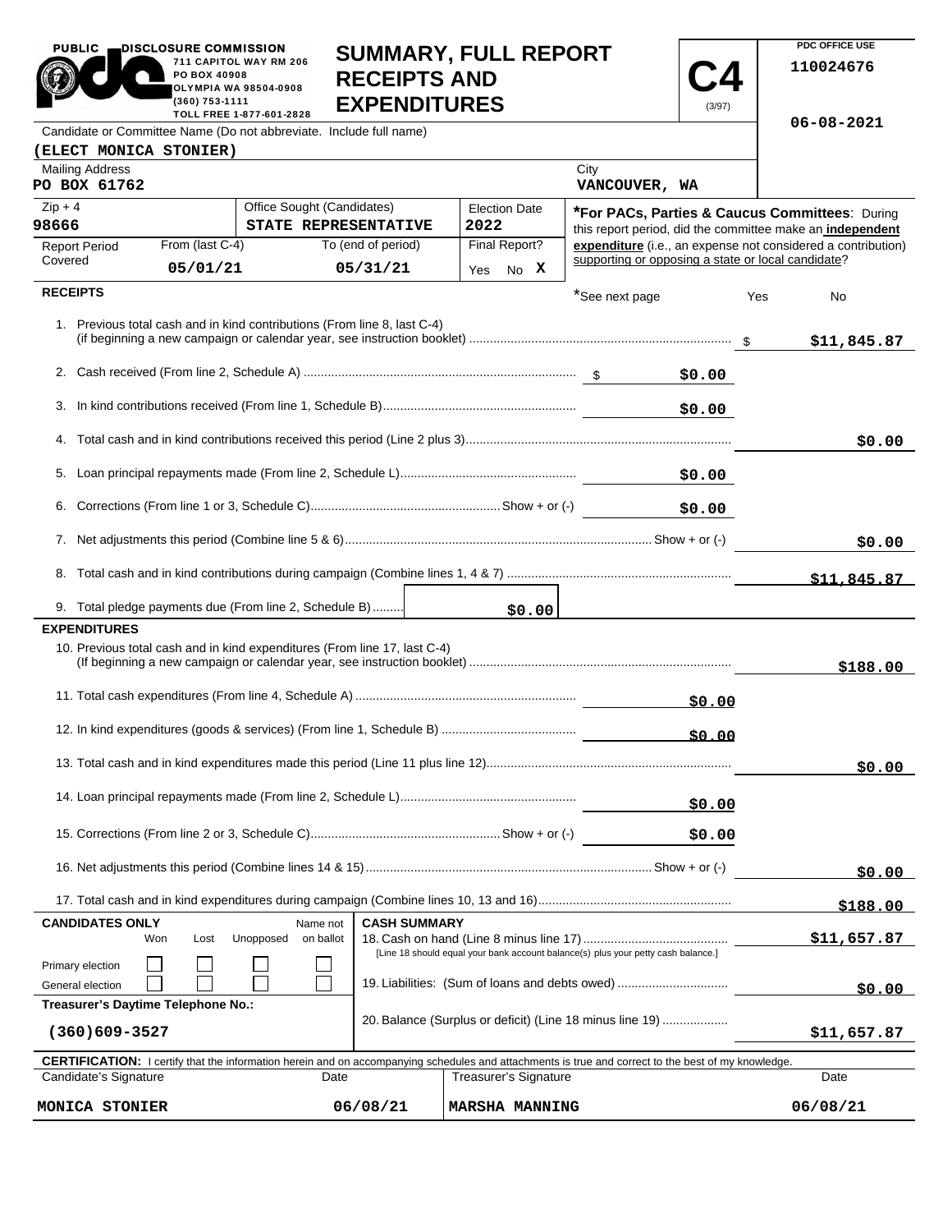PUBLIC DISCLOSURE COMMISSION
711 CAPITOL WAY RM 206
PO BOX 40908
OLYMPIA WA 98504-0908
(360) 753-1111
TOLL FREE 1-877-601-2828

# SUMMARY, FULL REPORT RECEIPTS AND EXPENDITURES

**C4** (3/97)

PDC OFFICE USE
110024676
06-08-2021

Candidate or Committee Name (Do not abbreviate. Include full name)
**(ELECT MONICA STONIER)**

| Mailing Address | City |
|---|---|
| PO BOX 61762 | VANCOUVER, WA |

| Zip + 4 | Office Sought (Candidates) | Election Date |
|---|---|---|
| 98666 | STATE REPRESENTATIVE | 2022 |

| Report Period Covered | From (last C-4) | To (end of period) | Final Report? |
|---|---|---|---|
| | 05/01/21 | 05/31/21 | Yes No X |

**\*For PACs, Parties & Caucus Committees**: During this report period, did the committee make an **independent expenditure** (i.e., an expense not considered a contribution) supporting or opposing a state or local candidate?

\*See next page Yes No

## RECEIPTS

| Line | | |
|---|---|---|
| 1. Previous total cash and in kind contributions (From line 8, last C-4) (if beginning a new campaign or calendar year, see instruction booklet) | | $11,845.87 |
| 2. Cash received (From line 2, Schedule A) | $0.00 | |
| 3. In kind contributions received (From line 1, Schedule B) | $0.00 | |
| 4. Total cash and in kind contributions received this period (Line 2 plus 3) | | $0.00 |
| 5. Loan principal repayments made (From line 2, Schedule L) | $0.00 | |
| 6. Corrections (From line 1 or 3, Schedule C) Show + or (-) | $0.00 | |
| 7. Net adjustments this period (Combine line 5 & 6) Show + or (-) | | $0.00 |
| 8. Total cash and in kind contributions during campaign (Combine lines 1, 4 & 7) | | $11,845.87 |
| 9. Total pledge payments due (From line 2, Schedule B) | $0.00 | |

## EXPENDITURES

| Line | | |
|---|---|---|
| 10. Previous total cash and in kind expenditures (From line 17, last C-4) (If beginning a new campaign or calendar year, see instruction booklet) | | $188.00 |
| 11. Total cash expenditures (From line 4, Schedule A) | $0.00 | |
| 12. In kind expenditures (goods & services) (From line 1, Schedule B) | $0.00 | |
| 13. Total cash and in kind expenditures made this period (Line 11 plus line 12) | | $0.00 |
| 14. Loan principal repayments made (From line 2, Schedule L) | $0.00 | |
| 15. Corrections (From line 2 or 3, Schedule C) Show + or (-) | $0.00 | |
| 16. Net adjustments this period (Combine lines 14 & 15) Show + or (-) | | $0.00 |
| 17. Total cash and in kind expenditures during campaign (Combine lines 10, 13 and 16) | | $188.00 |

**CANDIDATES ONLY**

| | Won | Lost | Unopposed | Name not on ballot |
|---|---|---|---|---|
| Primary election | ☐ | ☐ | ☐ | ☐ |
| General election | ☐ | ☐ | ☐ | ☐ |

**Treasurer's Daytime Telephone No.:** (360)609-3527

**CASH SUMMARY**

| | |
|---|---|
| 18. Cash on hand (Line 8 minus line 17) [Line 18 should equal your bank account balance(s) plus your petty cash balance.] | $11,657.87 |
| 19. Liabilities: (Sum of loans and debts owed) | $0.00 |
| 20. Balance (Surplus or deficit) (Line 18 minus line 19) | $11,657.87 |

**CERTIFICATION:** I certify that the information herein and on accompanying schedules and attachments is true and correct to the best of my knowledge.

| Candidate's Signature | Date | Treasurer's Signature | Date |
|---|---|---|---|
| MONICA STONIER | 06/08/21 | MARSHA MANNING | 06/08/21 |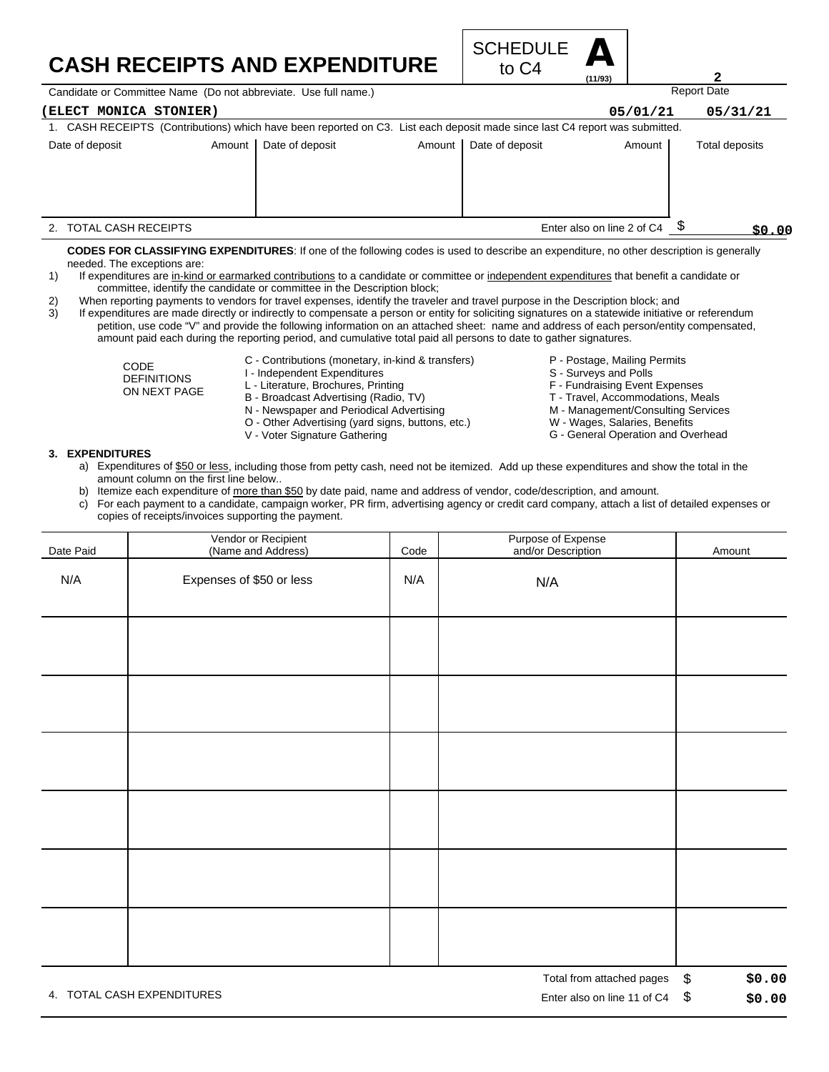# CASH RECEIPTS AND EXPENDITURE

SCHEDULE A to C4 (11/93)

2

Report Date

Candidate or Committee Name (Do not abbreviate. Use full name.)

**(ELECT MONICA STONIER)** **05/01/21** **05/31/21**

1. CASH RECEIPTS (Contributions) which have been reported on C3. List each deposit made since last C4 report was submitted.

| Date of deposit | Amount | Date of deposit | Amount | Date of deposit | Amount | Total deposits |
|---|---|---|---|---|---|---|
| | | | | | | |

2. TOTAL CASH RECEIPTS Enter also on line 2 of C4 $ **$0.00**

**CODES FOR CLASSIFYING EXPENDITURES**: If one of the following codes is used to describe an expenditure, no other description is generally needed. The exceptions are:

1) If expenditures are in-kind or earmarked contributions to a candidate or committee or independent expenditures that benefit a candidate or committee, identify the candidate or committee in the Description block;
2) When reporting payments to vendors for travel expenses, identify the traveler and travel purpose in the Description block; and
3) If expenditures are made directly or indirectly to compensate a person or entity for soliciting signatures on a statewide initiative or referendum petition, use code "V" and provide the following information on an attached sheet: name and address of each person/entity compensated, amount paid each during the reporting period, and cumulative total paid all persons to date to gather signatures.

CODE DEFINITIONS ON NEXT PAGE

- C - Contributions (monetary, in-kind & transfers)
- I - Independent Expenditures
- L - Literature, Brochures, Printing
- B - Broadcast Advertising (Radio, TV)
- N - Newspaper and Periodical Advertising
- O - Other Advertising (yard signs, buttons, etc.)
- V - Voter Signature Gathering
- P - Postage, Mailing Permits
- S - Surveys and Polls
- F - Fundraising Event Expenses
- T - Travel, Accommodations, Meals
- M - Management/Consulting Services
- W - Wages, Salaries, Benefits
- G - General Operation and Overhead

**3. EXPENDITURES**

a) Expenditures of $50 or less, including those from petty cash, need not be itemized. Add up these expenditures and show the total in the amount column on the first line below..

b) Itemize each expenditure of more than $50 by date paid, name and address of vendor, code/description, and amount.

c) For each payment to a candidate, campaign worker, PR firm, advertising agency or credit card company, attach a list of detailed expenses or copies of receipts/invoices supporting the payment.

| Date Paid | Vendor or Recipient (Name and Address) | Code | Purpose of Expense and/or Description | Amount |
|---|---|---|---|---|
| N/A | Expenses of $50 or less | N/A | N/A | |
| | | | | |
| | | | | |
| | | | | |
| | | | | |
| | | | | |
| | | | | |

Total from attached pages $ **$0.00**

4. TOTAL CASH EXPENDITURES Enter also on line 11 of C4 $ **$0.00**